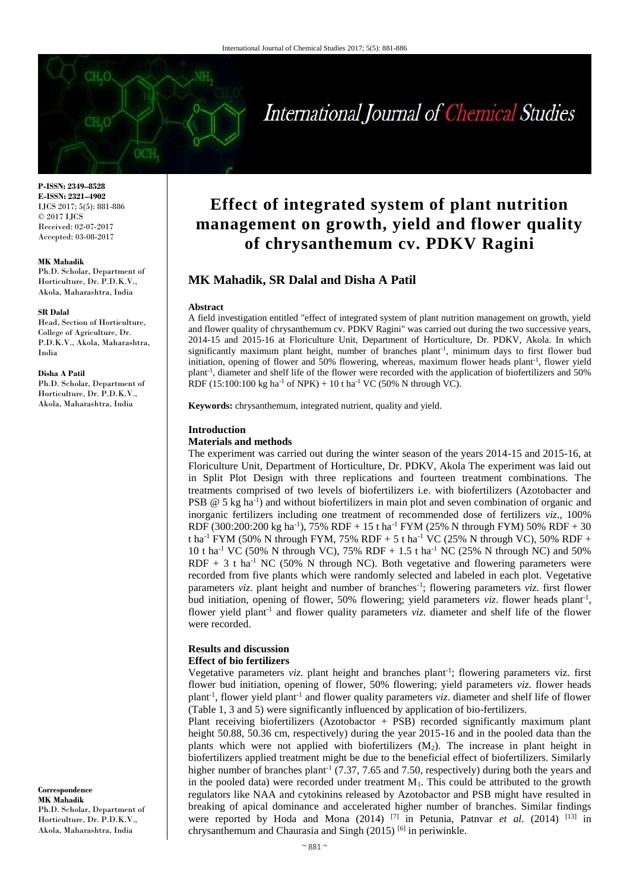**P-ISSN: 2349–8528**
**E-ISSN: 2321–4902**
IJCS 2017; 5(5): 881-886
© 2017 IJCS
Received: 02-07-2017
Accepted: 03-08-2017

**MK Mahadik**
Ph.D. Scholar, Department of Horticulture, Dr. P.D.K.V., Akola, Maharashtra, India

**SR Dalal**
Head, Section of Horticulture, College of Agriculture, Dr. P.D.K.V., Akola, Maharashtra, India

**Disha A Patil**
Ph.D. Scholar, Department of Horticulture, Dr. P.D.K.V., Akola, Maharashtra, India

**Correspondence**
**MK Mahadik**
Ph.D. Scholar, Department of Horticulture, Dr. P.D.K.V., Akola, Maharashtra, India

# Effect of integrated system of plant nutrition management on growth, yield and flower quality of chrysanthemum cv. PDKV Ragini

## MK Mahadik, SR Dalal and Disha A Patil

### Abstract

A field investigation entitled "effect of integrated system of plant nutrition management on growth, yield and flower quality of chrysanthemum cv. PDKV Ragini" was carried out during the two successive years, 2014-15 and 2015-16 at Floriculture Unit, Department of Horticulture, Dr. PDKV, Akola. In which significantly maximum plant height, number of branches plant$^{-1}$, minimum days to first flower bud initiation, opening of flower and 50% flowering, whereas, maximum flower heads plant$^{-1}$, flower yield plant$^{-1}$, diameter and shelf life of the flower were recorded with the application of biofertilizers and 50% RDF (15:100:100 kg ha$^{-1}$ of NPK) + 10 t ha$^{-1}$ VC (50% N through VC).

**Keywords:** chrysanthemum, integrated nutrient, quality and yield.

### Introduction

### Materials and methods

The experiment was carried out during the winter season of the years 2014-15 and 2015-16, at Floriculture Unit, Department of Horticulture, Dr. PDKV, Akola The experiment was laid out in Split Plot Design with three replications and fourteen treatment combinations. The treatments comprised of two levels of biofertilizers i.e. with biofertilizers (Azotobacter and PSB @ 5 kg ha$^{-1}$) and without biofertilizers in main plot and seven combination of organic and inorganic fertilizers including one treatment of recommended dose of fertilizers *viz*., 100% RDF (300:200:200 kg ha$^{-1}$), 75% RDF + 15 t ha$^{-1}$ FYM (25% N through FYM) 50% RDF + 30 t ha$^{-1}$ FYM (50% N through FYM, 75% RDF + 5 t ha$^{-1}$ VC (25% N through VC), 50% RDF + 10 t ha$^{-1}$ VC (50% N through VC), 75% RDF + 1.5 t ha$^{-1}$ NC (25% N through NC) and 50% RDF + 3 t ha$^{-1}$ NC (50% N through NC). Both vegetative and flowering parameters were recorded from five plants which were randomly selected and labeled in each plot. Vegetative parameters *viz*. plant height and number of branches$^{-1}$; flowering parameters *viz*. first flower bud initiation, opening of flower, 50% flowering; yield parameters *viz*. flower heads plant$^{-1}$, flower yield plant$^{-1}$ and flower quality parameters *viz*. diameter and shelf life of the flower were recorded.

### Results and discussion

#### Effect of bio fertilizers

Vegetative parameters *viz*. plant height and branches plant$^{-1}$; flowering parameters viz. first flower bud initiation, opening of flower, 50% flowering; yield parameters *viz*. flower heads plant$^{-1}$, flower yield plant$^{-1}$ and flower quality parameters *viz*. diameter and shelf life of flower (Table 1, 3 and 5) were significantly influenced by application of bio-fertilizers.

Plant receiving biofertilizers (Azotobactor + PSB) recorded significantly maximum plant height 50.88, 50.36 cm, respectively) during the year 2015-16 and in the pooled data than the plants which were not applied with biofertilizers ($M_2$). The increase in plant height in biofertilizers applied treatment might be due to the beneficial effect of biofertilizers. Similarly higher number of branches plant$^{-1}$ (7.37, 7.65 and 7.50, respectively) during both the years and in the pooled data) were recorded under treatment $M_1$. This could be attributed to the growth regulators like NAA and cytokinins released by Azotobactor and PSB might have resulted in breaking of apical dominance and accelerated higher number of branches. Similar findings were reported by Hoda and Mona (2014) [7] in Petunia, Patnvar *et al*. (2014) [13] in chrysanthemum and Chaurasia and Singh (2015) [6] in periwinkle.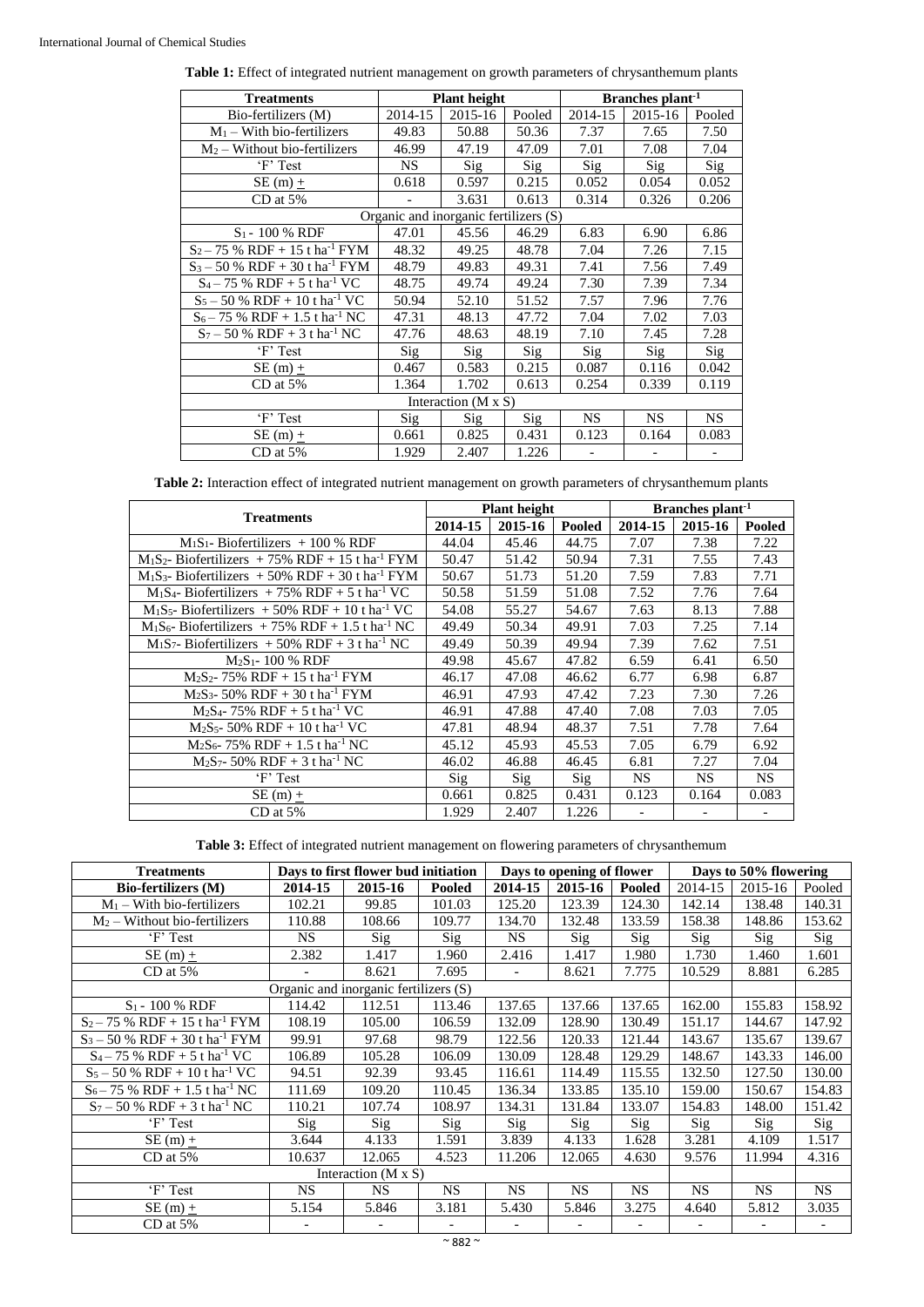**Table 1:** Effect of integrated nutrient management on growth parameters of chrysanthemum plants

| Treatments | Plant height | | | Branches plant$^{-1}$ | | |
|---|---|---|---|---|---|---|
| Bio-fertilizers (M) | 2014-15 | 2015-16 | Pooled | 2014-15 | 2015-16 | Pooled |
| $M_1$ – With bio-fertilizers | 49.83 | 50.88 | 50.36 | 7.37 | 7.65 | 7.50 |
| $M_2$ – Without bio-fertilizers | 46.99 | 47.19 | 47.09 | 7.01 | 7.08 | 7.04 |
| 'F' Test | NS | Sig | Sig | Sig | Sig | Sig |
| SE (m) ± | 0.618 | 0.597 | 0.215 | 0.052 | 0.054 | 0.052 |
| CD at 5% | - | 3.631 | 0.613 | 0.314 | 0.326 | 0.206 |
| Organic and inorganic fertilizers (S) | | | | | | |
| $S_1$ - 100 % RDF | 47.01 | 45.56 | 46.29 | 6.83 | 6.90 | 6.86 |
| $S_2$ – 75 % RDF + 15 t ha$^{-1}$ FYM | 48.32 | 49.25 | 48.78 | 7.04 | 7.26 | 7.15 |
| $S_3$ – 50 % RDF + 30 t ha$^{-1}$ FYM | 48.79 | 49.83 | 49.31 | 7.41 | 7.56 | 7.49 |
| $S_4$ – 75 % RDF + 5 t ha$^{-1}$ VC | 48.75 | 49.74 | 49.24 | 7.30 | 7.39 | 7.34 |
| $S_5$ – 50 % RDF + 10 t ha$^{-1}$ VC | 50.94 | 52.10 | 51.52 | 7.57 | 7.96 | 7.76 |
| $S_6$ – 75 % RDF + 1.5 t ha$^{-1}$ NC | 47.31 | 48.13 | 47.72 | 7.04 | 7.02 | 7.03 |
| $S_7$ – 50 % RDF + 3 t ha$^{-1}$ NC | 47.76 | 48.63 | 48.19 | 7.10 | 7.45 | 7.28 |
| 'F' Test | Sig | Sig | Sig | Sig | Sig | Sig |
| SE (m) ± | 0.467 | 0.583 | 0.215 | 0.087 | 0.116 | 0.042 |
| CD at 5% | 1.364 | 1.702 | 0.613 | 0.254 | 0.339 | 0.119 |
| Interaction (M x S) | | | | | | |
| 'F' Test | Sig | Sig | Sig | NS | NS | NS |
| SE (m) ± | 0.661 | 0.825 | 0.431 | 0.123 | 0.164 | 0.083 |
| CD at 5% | 1.929 | 2.407 | 1.226 | - | - | - |

**Table 2:** Interaction effect of integrated nutrient management on growth parameters of chrysanthemum plants

| Treatments | Plant height | | | Branches plant$^{-1}$ | | |
|---|---|---|---|---|---|---|
| | **2014-15** | **2015-16** | **Pooled** | **2014-15** | **2015-16** | **Pooled** |
| $M_1S_1$- Biofertilizers + 100 % RDF | 44.04 | 45.46 | 44.75 | 7.07 | 7.38 | 7.22 |
| $M_1S_2$- Biofertilizers + 75% RDF + 15 t ha$^{-1}$ FYM | 50.47 | 51.42 | 50.94 | 7.31 | 7.55 | 7.43 |
| $M_1S_3$- Biofertilizers + 50% RDF + 30 t ha$^{-1}$ FYM | 50.67 | 51.73 | 51.20 | 7.59 | 7.83 | 7.71 |
| $M_1S_4$- Biofertilizers + 75% RDF + 5 t ha$^{-1}$ VC | 50.58 | 51.59 | 51.08 | 7.52 | 7.76 | 7.64 |
| $M_1S_5$- Biofertilizers + 50% RDF + 10 t ha$^{-1}$ VC | 54.08 | 55.27 | 54.67 | 7.63 | 8.13 | 7.88 |
| $M_1S_6$- Biofertilizers + 75% RDF + 1.5 t ha$^{-1}$ NC | 49.49 | 50.34 | 49.91 | 7.03 | 7.25 | 7.14 |
| $M_1S_7$- Biofertilizers + 50% RDF + 3 t ha$^{-1}$ NC | 49.49 | 50.39 | 49.94 | 7.39 | 7.62 | 7.51 |
| $M_2S_1$- 100 % RDF | 49.98 | 45.67 | 47.82 | 6.59 | 6.41 | 6.50 |
| $M_2S_2$- 75% RDF + 15 t ha$^{-1}$ FYM | 46.17 | 47.08 | 46.62 | 6.77 | 6.98 | 6.87 |
| $M_2S_3$- 50% RDF + 30 t ha$^{-1}$ FYM | 46.91 | 47.93 | 47.42 | 7.23 | 7.30 | 7.26 |
| $M_2S_4$- 75% RDF + 5 t ha$^{-1}$ VC | 46.91 | 47.88 | 47.40 | 7.08 | 7.03 | 7.05 |
| $M_2S_5$- 50% RDF + 10 t ha$^{-1}$ VC | 47.81 | 48.94 | 48.37 | 7.51 | 7.78 | 7.64 |
| $M_2S_6$- 75% RDF + 1.5 t ha$^{-1}$ NC | 45.12 | 45.93 | 45.53 | 7.05 | 6.79 | 6.92 |
| $M_2S_7$- 50% RDF + 3 t ha$^{-1}$ NC | 46.02 | 46.88 | 46.45 | 6.81 | 7.27 | 7.04 |
| 'F' Test | Sig | Sig | Sig | NS | NS | NS |
| SE (m) ± | 0.661 | 0.825 | 0.431 | 0.123 | 0.164 | 0.083 |
| CD at 5% | 1.929 | 2.407 | 1.226 | - | - | - |

**Table 3:** Effect of integrated nutrient management on flowering parameters of chrysanthemum

| Treatments | Days to first flower bud initiation | | | Days to opening of flower | | | Days to 50% flowering | | |
|---|---|---|---|---|---|---|---|---|---|
| **Bio-fertilizers (M)** | **2014-15** | **2015-16** | **Pooled** | **2014-15** | **2015-16** | **Pooled** | 2014-15 | 2015-16 | Pooled |
| $M_1$ – With bio-fertilizers | 102.21 | 99.85 | 101.03 | 125.20 | 123.39 | 124.30 | 142.14 | 138.48 | 140.31 |
| $M_2$ – Without bio-fertilizers | 110.88 | 108.66 | 109.77 | 134.70 | 132.48 | 133.59 | 158.38 | 148.86 | 153.62 |
| 'F' Test | NS | Sig | Sig | NS | Sig | Sig | Sig | Sig | Sig |
| SE (m) ± | 2.382 | 1.417 | 1.960 | 2.416 | 1.417 | 1.980 | 1.730 | 1.460 | 1.601 |
| CD at 5% | - | 8.621 | 7.695 | - | 8.621 | 7.775 | 10.529 | 8.881 | 6.285 |
| Organic and inorganic fertilizers (S) | | | | | | | | | |
| $S_1$ - 100 % RDF | 114.42 | 112.51 | 113.46 | 137.65 | 137.66 | 137.65 | 162.00 | 155.83 | 158.92 |
| $S_2$ – 75 % RDF + 15 t ha$^{-1}$ FYM | 108.19 | 105.00 | 106.59 | 132.09 | 128.90 | 130.49 | 151.17 | 144.67 | 147.92 |
| $S_3$ – 50 % RDF + 30 t ha$^{-1}$ FYM | 99.91 | 97.68 | 98.79 | 122.56 | 120.33 | 121.44 | 143.67 | 135.67 | 139.67 |
| $S_4$ – 75 % RDF + 5 t ha$^{-1}$ VC | 106.89 | 105.28 | 106.09 | 130.09 | 128.48 | 129.29 | 148.67 | 143.33 | 146.00 |
| $S_5$ – 50 % RDF + 10 t ha$^{-1}$ VC | 94.51 | 92.39 | 93.45 | 116.61 | 114.49 | 115.55 | 132.50 | 127.50 | 130.00 |
| $S_6$ – 75 % RDF + 1.5 t ha$^{-1}$ NC | 111.69 | 109.20 | 110.45 | 136.34 | 133.85 | 135.10 | 159.00 | 150.67 | 154.83 |
| $S_7$ – 50 % RDF + 3 t ha$^{-1}$ NC | 110.21 | 107.74 | 108.97 | 134.31 | 131.84 | 133.07 | 154.83 | 148.00 | 151.42 |
| 'F' Test | Sig | Sig | Sig | Sig | Sig | Sig | Sig | Sig | Sig |
| SE (m) ± | 3.644 | 4.133 | 1.591 | 3.839 | 4.133 | 1.628 | 3.281 | 4.109 | 1.517 |
| CD at 5% | 10.637 | 12.065 | 4.523 | 11.206 | 12.065 | 4.630 | 9.576 | 11.994 | 4.316 |
| Interaction (M x S) | | | | | | | | | |
| 'F' Test | NS | NS | NS | NS | NS | NS | NS | NS | NS |
| SE (m) ± | 5.154 | 5.846 | 3.181 | 5.430 | 5.846 | 3.275 | 4.640 | 5.812 | 3.035 |
| CD at 5% | - | - | - | - | - | - | - | - | - |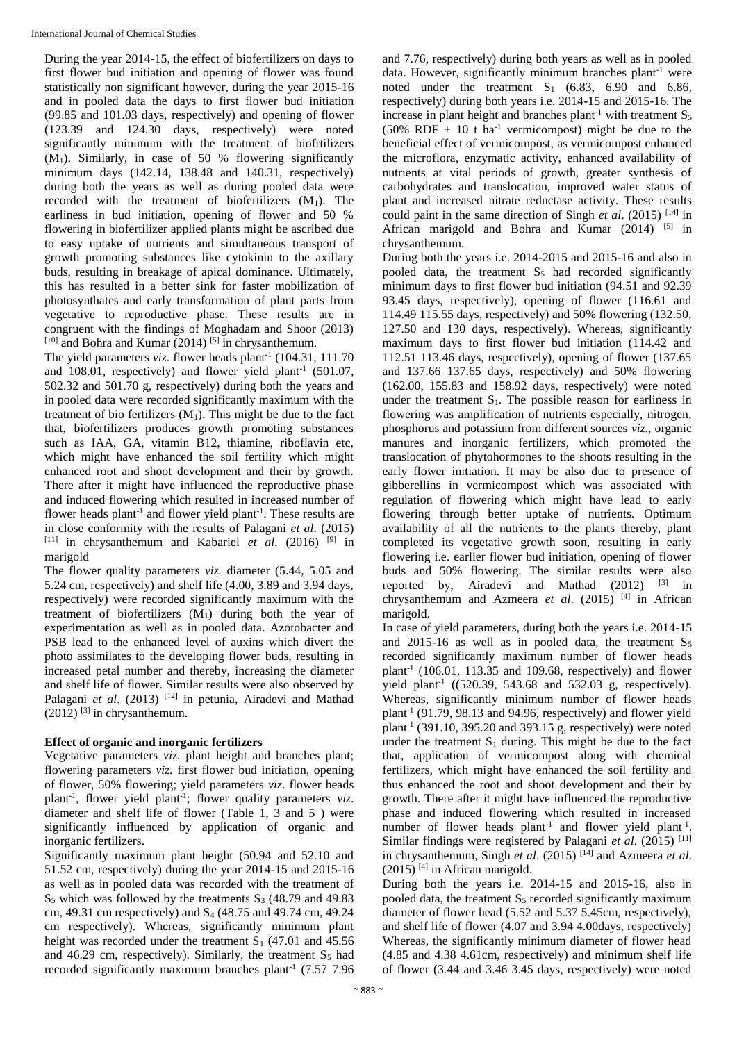During the year 2014-15, the effect of biofertilizers on days to first flower bud initiation and opening of flower was found statistically non significant however, during the year 2015-16 and in pooled data the days to first flower bud initiation (99.85 and 101.03 days, respectively) and opening of flower (123.39 and 124.30 days, respectively) were noted significantly minimum with the treatment of biofrtilizers ($M_1$). Similarly, in case of 50 % flowering significantly minimum days (142.14, 138.48 and 140.31, respectively) during both the years as well as during pooled data were recorded with the treatment of biofertilizers ($M_1$). The earliness in bud initiation, opening of flower and 50 % flowering in biofertilizer applied plants might be ascribed due to easy uptake of nutrients and simultaneous transport of growth promoting substances like cytokinin to the axillary buds, resulting in breakage of apical dominance. Ultimately, this has resulted in a better sink for faster mobilization of photosynthates and early transformation of plant parts from vegetative to reproductive phase. These results are in congruent with the findings of Moghadam and Shoor (2013) [10] and Bohra and Kumar (2014) [5] in chrysanthemum.

The yield parameters *viz.* flower heads plant$^{-1}$ (104.31, 111.70 and 108.01, respectively) and flower yield plant$^{-1}$ (501.07, 502.32 and 501.70 g, respectively) during both the years and in pooled data were recorded significantly maximum with the treatment of bio fertilizers ($M_1$). This might be due to the fact that, biofertilizers produces growth promoting substances such as IAA, GA, vitamin B12, thiamine, riboflavin etc, which might have enhanced the soil fertility which might enhanced root and shoot development and their by growth. There after it might have influenced the reproductive phase and induced flowering which resulted in increased number of flower heads plant$^{-1}$ and flower yield plant$^{-1}$. These results are in close conformity with the results of Palagani *et al*. (2015) [11] in chrysanthemum and Kabariel *et al*. (2016) [9] in marigold

The flower quality parameters *viz.* diameter (5.44, 5.05 and 5.24 cm, respectively) and shelf life (4.00, 3.89 and 3.94 days, respectively) were recorded significantly maximum with the treatment of biofertilizers ($M_1$) during both the year of experimentation as well as in pooled data. Azotobacter and PSB lead to the enhanced level of auxins which divert the photo assimilates to the developing flower buds, resulting in increased petal number and thereby, increasing the diameter and shelf life of flower. Similar results were also observed by Palagani *et al*. (2013) [12] in petunia, Airadevi and Mathad (2012) [3] in chrysanthemum.

## Effect of organic and inorganic fertilizers

Vegetative parameters *viz.* plant height and branches plant; flowering parameters *viz.* first flower bud initiation, opening of flower, 50% flowering; yield parameters *viz.* flower heads plant$^{-1}$, flower yield plant$^{-1}$; flower quality parameters *viz*. diameter and shelf life of flower (Table 1, 3 and 5 ) were significantly influenced by application of organic and inorganic fertilizers.

Significantly maximum plant height (50.94 and 52.10 and 51.52 cm, respectively) during the year 2014-15 and 2015-16 as well as in pooled data was recorded with the treatment of $S_5$ which was followed by the treatments $S_3$ (48.79 and 49.83 cm, 49.31 cm respectively) and $S_4$ (48.75 and 49.74 cm, 49.24 cm respectively). Whereas, significantly minimum plant height was recorded under the treatment $S_1$ (47.01 and 45.56 and 46.29 cm, respectively). Similarly, the treatment $S_5$ had recorded significantly maximum branches plant$^{-1}$ (7.57 7.96 and 7.76, respectively) during both years as well as in pooled data. However, significantly minimum branches plant$^{-1}$ were noted under the treatment $S_1$ (6.83, 6.90 and 6.86, respectively) during both years i.e. 2014-15 and 2015-16. The increase in plant height and branches plant$^{-1}$ with treatment $S_5$ (50% RDF + 10 t ha$^{-1}$ vermicompost) might be due to the beneficial effect of vermicompost, as vermicompost enhanced the microflora, enzymatic activity, enhanced availability of nutrients at vital periods of growth, greater synthesis of carbohydrates and translocation, improved water status of plant and increased nitrate reductase activity. These results could paint in the same direction of Singh *et al*. (2015) [14] in African marigold and Bohra and Kumar (2014) [5] in chrysanthemum.

During both the years i.e. 2014-2015 and 2015-16 and also in pooled data, the treatment $S_5$ had recorded significantly minimum days to first flower bud initiation (94.51 and 92.39 93.45 days, respectively), opening of flower (116.61 and 114.49 115.55 days, respectively) and 50% flowering (132.50, 127.50 and 130 days, respectively). Whereas, significantly maximum days to first flower bud initiation (114.42 and 112.51 113.46 days, respectively), opening of flower (137.65 and 137.66 137.65 days, respectively) and 50% flowering (162.00, 155.83 and 158.92 days, respectively) were noted under the treatment $S_1$. The possible reason for earliness in flowering was amplification of nutrients especially, nitrogen, phosphorus and potassium from different sources *viz*., organic manures and inorganic fertilizers, which promoted the translocation of phytohormones to the shoots resulting in the early flower initiation. It may be also due to presence of gibberellins in vermicompost which was associated with regulation of flowering which might have lead to early flowering through better uptake of nutrients. Optimum availability of all the nutrients to the plants thereby, plant completed its vegetative growth soon, resulting in early flowering i.e. earlier flower bud initiation, opening of flower buds and 50% flowering. The similar results were also reported by, Airadevi and Mathad (2012) [3] in chrysanthemum and Azmeera *et al*. (2015) [4] in African marigold.

In case of yield parameters, during both the years i.e. 2014-15 and 2015-16 as well as in pooled data, the treatment $S_5$ recorded significantly maximum number of flower heads plant$^{-1}$ (106.01, 113.35 and 109.68, respectively) and flower yield plant$^{-1}$ (520.39, 543.68 and 532.03 g, respectively). Whereas, significantly minimum number of flower heads plant$^{-1}$ (91.79, 98.13 and 94.96, respectively) and flower yield plant$^{-1}$ (391.10, 395.20 and 393.15 g, respectively) were noted under the treatment $S_1$ during. This might be due to the fact that, application of vermicompost along with chemical fertilizers, which might have enhanced the soil fertility and thus enhanced the root and shoot development and their by growth. There after it might have influenced the reproductive phase and induced flowering which resulted in increased number of flower heads plant$^{-1}$ and flower yield plant$^{-1}$. Similar findings were registered by Palagani *et al*. (2015) [11] in chrysanthemum, Singh *et al*. (2015) [14] and Azmeera *et al*. (2015) [4] in African marigold.

During both the years i.e. 2014-15 and 2015-16, also in pooled data, the treatment $S_5$ recorded significantly maximum diameter of flower head (5.52 and 5.37 5.45cm, respectively), and shelf life of flower (4.07 and 3.94 4.00days, respectively) Whereas, the significantly minimum diameter of flower head (4.85 and 4.38 4.61cm, respectively) and minimum shelf life of flower (3.44 and 3.46 3.45 days, respectively) were noted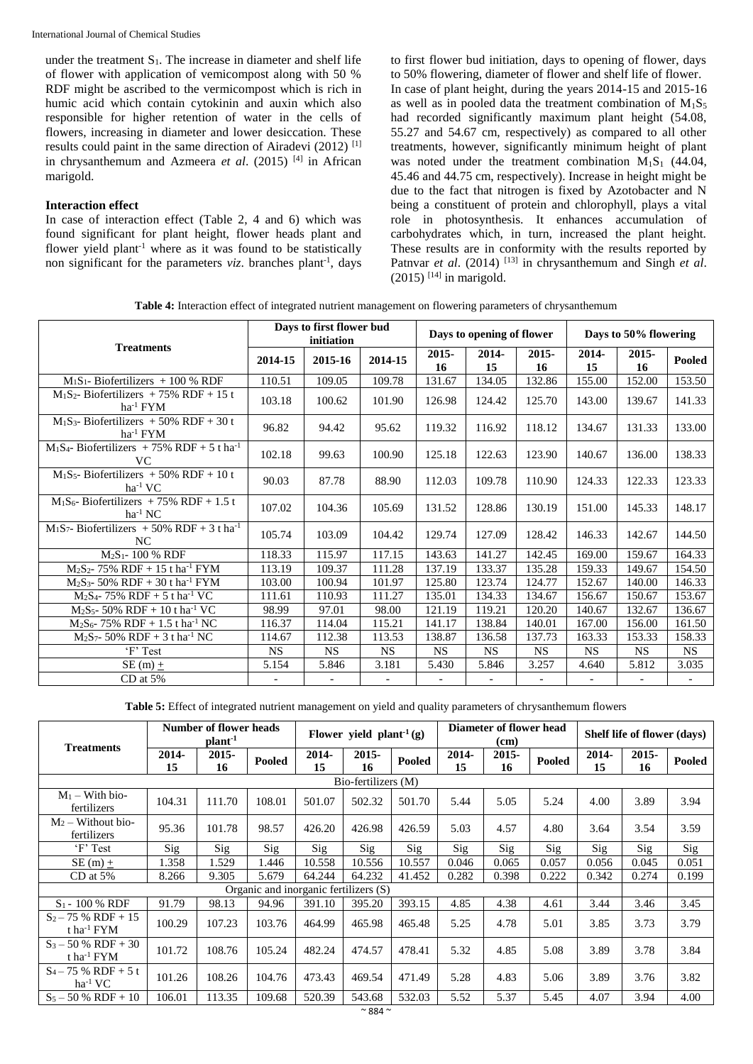under the treatment $S_1$. The increase in diameter and shelf life of flower with application of vemicompost along with 50 % RDF might be ascribed to the vermicompost which is rich in humic acid which contain cytokinin and auxin which also responsible for higher retention of water in the cells of flowers, increasing in diameter and lower desiccation. These results could paint in the same direction of Airadevi (2012) [1] in chrysanthemum and Azmeera *et al*. (2015) [4] in African marigold.

### Interaction effect

In case of interaction effect (Table 2, 4 and 6) which was found significant for plant height, flower heads plant and flower yield plant$^{-1}$ where as it was found to be statistically non significant for the parameters *viz*. branches plant$^{-1}$, days to first flower bud initiation, days to opening of flower, days to 50% flowering, diameter of flower and shelf life of flower.

In case of plant height, during the years 2014-15 and 2015-16 as well as in pooled data the treatment combination of $M_1S_5$ had recorded significantly maximum plant height (54.08, 55.27 and 54.67 cm, respectively) as compared to all other treatments, however, significantly minimum height of plant was noted under the treatment combination $M_1S_1$ (44.04, 45.46 and 44.75 cm, respectively). Increase in height might be due to the fact that nitrogen is fixed by Azotobacter and N being a constituent of protein and chlorophyll, plays a vital role in photosynthesis. It enhances accumulation of carbohydrates which, in turn, increased the plant height. These results are in conformity with the results reported by Patnvar *et al*. (2014) [13] in chrysanthemum and Singh *et al*. (2015) [14] in marigold.

**Table 4:** Interaction effect of integrated nutrient management on flowering parameters of chrysanthemum

| Treatments | Days to first flower bud initiation | | | Days to opening of flower | | | Days to 50% flowering | | |
|---|---|---|---|---|---|---|---|---|---|
| | 2014-15 | 2015-16 | 2014-15 | 2015-16 | 2014-15 | 2015-16 | 2014-15 | 2015-16 | Pooled |
| $M_1S_1$- Biofertilizers + 100 % RDF | 110.51 | 109.05 | 109.78 | 131.67 | 134.05 | 132.86 | 155.00 | 152.00 | 153.50 |
| $M_1S_2$- Biofertilizers + 75% RDF + 15 t ha$^{-1}$ FYM | 103.18 | 100.62 | 101.90 | 126.98 | 124.42 | 125.70 | 143.00 | 139.67 | 141.33 |
| $M_1S_3$- Biofertilizers + 50% RDF + 30 t ha$^{-1}$ FYM | 96.82 | 94.42 | 95.62 | 119.32 | 116.92 | 118.12 | 134.67 | 131.33 | 133.00 |
| $M_1S_4$- Biofertilizers + 75% RDF + 5 t ha$^{-1}$ VC | 102.18 | 99.63 | 100.90 | 125.18 | 122.63 | 123.90 | 140.67 | 136.00 | 138.33 |
| $M_1S_5$- Biofertilizers + 50% RDF + 10 t ha$^{-1}$ VC | 90.03 | 87.78 | 88.90 | 112.03 | 109.78 | 110.90 | 124.33 | 122.33 | 123.33 |
| $M_1S_6$- Biofertilizers + 75% RDF + 1.5 t ha$^{-1}$ NC | 107.02 | 104.36 | 105.69 | 131.52 | 128.86 | 130.19 | 151.00 | 145.33 | 148.17 |
| $M_1S_7$- Biofertilizers + 50% RDF + 3 t ha$^{-1}$ NC | 105.74 | 103.09 | 104.42 | 129.74 | 127.09 | 128.42 | 146.33 | 142.67 | 144.50 |
| $M_2S_1$- 100 % RDF | 118.33 | 115.97 | 117.15 | 143.63 | 141.27 | 142.45 | 169.00 | 159.67 | 164.33 |
| $M_2S_2$- 75% RDF + 15 t ha$^{-1}$ FYM | 113.19 | 109.37 | 111.28 | 137.19 | 133.37 | 135.28 | 159.33 | 149.67 | 154.50 |
| $M_2S_3$- 50% RDF + 30 t ha$^{-1}$ FYM | 103.00 | 100.94 | 101.97 | 125.80 | 123.74 | 124.77 | 152.67 | 140.00 | 146.33 |
| $M_2S_4$- 75% RDF + 5 t ha$^{-1}$ VC | 111.61 | 110.93 | 111.27 | 135.01 | 134.33 | 134.67 | 156.67 | 150.67 | 153.67 |
| $M_2S_5$- 50% RDF + 10 t ha$^{-1}$ VC | 98.99 | 97.01 | 98.00 | 121.19 | 119.21 | 120.20 | 140.67 | 132.67 | 136.67 |
| $M_2S_6$- 75% RDF + 1.5 t ha$^{-1}$ NC | 116.37 | 114.04 | 115.21 | 141.17 | 138.84 | 140.01 | 167.00 | 156.00 | 161.50 |
| $M_2S_7$- 50% RDF + 3 t ha$^{-1}$ NC | 114.67 | 112.38 | 113.53 | 138.87 | 136.58 | 137.73 | 163.33 | 153.33 | 158.33 |
| 'F' Test | NS | NS | NS | NS | NS | NS | NS | NS | NS |
| SE (m) ± | 5.154 | 5.846 | 3.181 | 5.430 | 5.846 | 3.257 | 4.640 | 5.812 | 3.035 |
| CD at 5% | - | - | - | - | - | - | - | - | - |

**Table 5:** Effect of integrated nutrient management on yield and quality parameters of chrysanthemum flowers

| Treatments | Number of flower heads plant$^{-1}$ | | | Flower yield plant$^{-1}$ (g) | | | Diameter of flower head (cm) | | | Shelf life of flower (days) | | |
|---|---|---|---|---|---|---|---|---|---|---|---|---|
| | 2014-15 | 2015-16 | Pooled | 2014-15 | 2015-16 | Pooled | 2014-15 | 2015-16 | Pooled | 2014-15 | 2015-16 | Pooled |
| Bio-fertilizers (M) | | | | | | | | | | | | |
| $M_1$ – With bio-fertilizers | 104.31 | 111.70 | 108.01 | 501.07 | 502.32 | 501.70 | 5.44 | 5.05 | 5.24 | 4.00 | 3.89 | 3.94 |
| $M_2$ – Without bio-fertilizers | 95.36 | 101.78 | 98.57 | 426.20 | 426.98 | 426.59 | 5.03 | 4.57 | 4.80 | 3.64 | 3.54 | 3.59 |
| 'F' Test | Sig | Sig | Sig | Sig | Sig | Sig | Sig | Sig | Sig | Sig | Sig | Sig |
| SE (m) ± | 1.358 | 1.529 | 1.446 | 10.558 | 10.556 | 10.557 | 0.046 | 0.065 | 0.057 | 0.056 | 0.045 | 0.051 |
| CD at 5% | 8.266 | 9.305 | 5.679 | 64.244 | 64.232 | 41.452 | 0.282 | 0.398 | 0.222 | 0.342 | 0.274 | 0.199 |
| Organic and inorganic fertilizers (S) | | | | | | | | | | | | |
| $S_1$ - 100 % RDF | 91.79 | 98.13 | 94.96 | 391.10 | 395.20 | 393.15 | 4.85 | 4.38 | 4.61 | 3.44 | 3.46 | 3.45 |
| $S_2$ – 75 % RDF + 15 t ha$^{-1}$ FYM | 100.29 | 107.23 | 103.76 | 464.99 | 465.98 | 465.48 | 5.25 | 4.78 | 5.01 | 3.85 | 3.73 | 3.79 |
| $S_3$ – 50 % RDF + 30 t ha$^{-1}$ FYM | 101.72 | 108.76 | 105.24 | 482.24 | 474.57 | 478.41 | 5.32 | 4.85 | 5.08 | 3.89 | 3.78 | 3.84 |
| $S_4$ – 75 % RDF + 5 t ha$^{-1}$ VC | 101.26 | 108.26 | 104.76 | 473.43 | 469.54 | 471.49 | 5.28 | 4.83 | 5.06 | 3.89 | 3.76 | 3.82 |
| $S_5$ – 50 % RDF + 10 | 106.01 | 113.35 | 109.68 | 520.39 | 543.68 | 532.03 | 5.52 | 5.37 | 5.45 | 4.07 | 3.94 | 4.00 |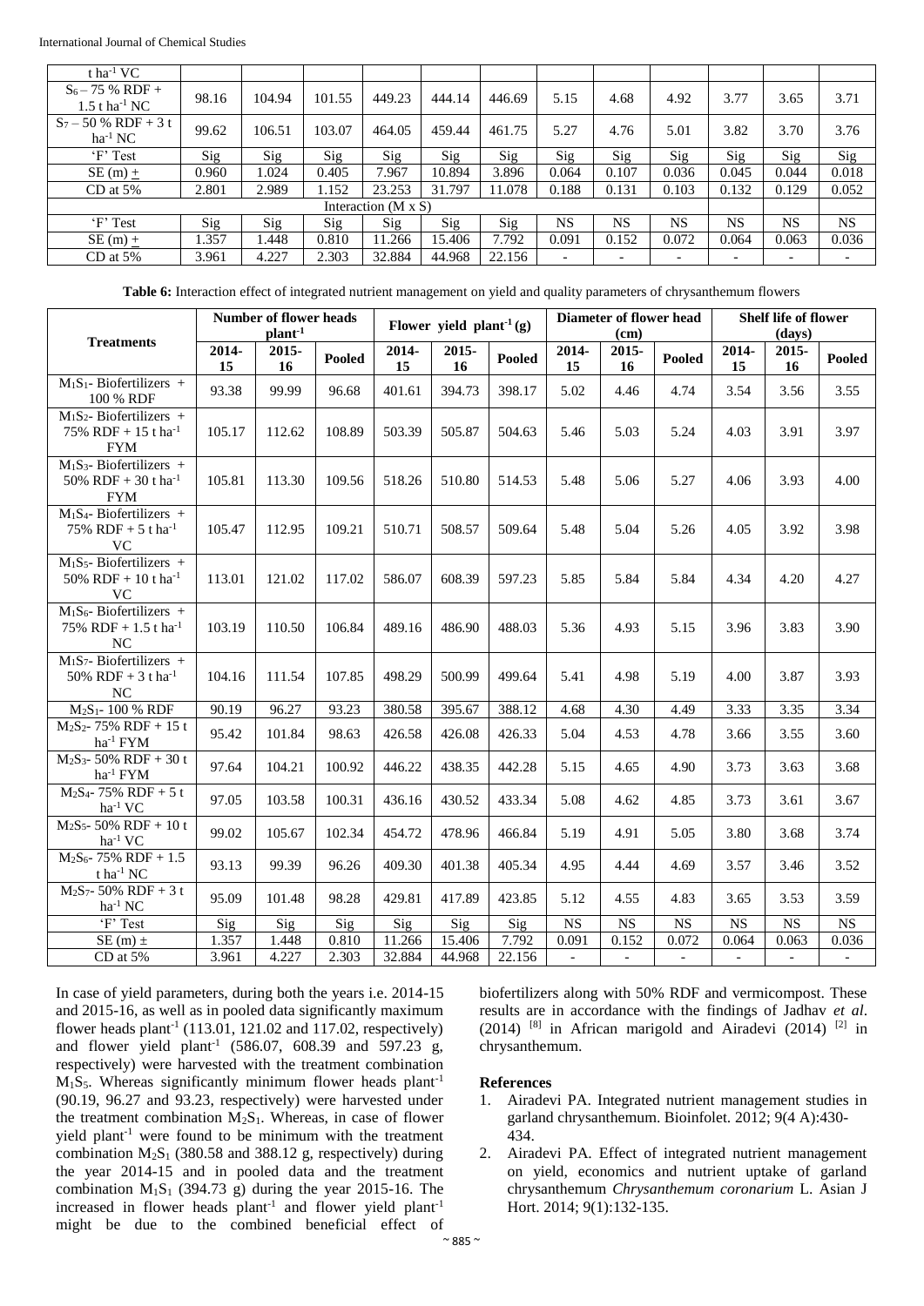| t ha$^{-1}$ VC | | | | | | | | | | | | |
|---|---|---|---|---|---|---|---|---|---|---|---|---|
| $S_6$ – 75 % RDF + 1.5 t ha$^{-1}$ NC | 98.16 | 104.94 | 101.55 | 449.23 | 444.14 | 446.69 | 5.15 | 4.68 | 4.92 | 3.77 | 3.65 | 3.71 |
| $S_7$ – 50 % RDF + 3 t ha$^{-1}$ NC | 99.62 | 106.51 | 103.07 | 464.05 | 459.44 | 461.75 | 5.27 | 4.76 | 5.01 | 3.82 | 3.70 | 3.76 |
| 'F' Test | Sig | Sig | Sig | Sig | Sig | Sig | Sig | Sig | Sig | Sig | Sig | Sig |
| SE (m) ± | 0.960 | 1.024 | 0.405 | 7.967 | 10.894 | 3.896 | 0.064 | 0.107 | 0.036 | 0.045 | 0.044 | 0.018 |
| CD at 5% | 2.801 | 2.989 | 1.152 | 23.253 | 31.797 | 11.078 | 0.188 | 0.131 | 0.103 | 0.132 | 0.129 | 0.052 |
| Interaction (M x S) | | | | | | | | | | | | |
| 'F' Test | Sig | Sig | Sig | Sig | Sig | Sig | NS | NS | NS | NS | NS | NS |
| SE (m) ± | 1.357 | 1.448 | 0.810 | 11.266 | 15.406 | 7.792 | 0.091 | 0.152 | 0.072 | 0.064 | 0.063 | 0.036 |
| CD at 5% | 3.961 | 4.227 | 2.303 | 32.884 | 44.968 | 22.156 | - | - | - | - | - | - |

**Table 6:** Interaction effect of integrated nutrient management on yield and quality parameters of chrysanthemum flowers

| Treatments | Number of flower heads plant$^{-1}$ | | | Flower yield plant$^{-1}$ (g) | | | Diameter of flower head (cm) | | | Shelf life of flower (days) | | |
|---|---|---|---|---|---|---|---|---|---|---|---|---|
| | 2014-15 | 2015-16 | Pooled | 2014-15 | 2015-16 | Pooled | 2014-15 | 2015-16 | Pooled | 2014-15 | 2015-16 | Pooled |
| $M_1S_1$- Biofertilizers + 100 % RDF | 93.38 | 99.99 | 96.68 | 401.61 | 394.73 | 398.17 | 5.02 | 4.46 | 4.74 | 3.54 | 3.56 | 3.55 |
| $M_1S_2$- Biofertilizers + 75% RDF + 15 t ha$^{-1}$ FYM | 105.17 | 112.62 | 108.89 | 503.39 | 505.87 | 504.63 | 5.46 | 5.03 | 5.24 | 4.03 | 3.91 | 3.97 |
| $M_1S_3$- Biofertilizers + 50% RDF + 30 t ha$^{-1}$ FYM | 105.81 | 113.30 | 109.56 | 518.26 | 510.80 | 514.53 | 5.48 | 5.06 | 5.27 | 4.06 | 3.93 | 4.00 |
| $M_1S_4$- Biofertilizers + 75% RDF + 5 t ha$^{-1}$ VC | 105.47 | 112.95 | 109.21 | 510.71 | 508.57 | 509.64 | 5.48 | 5.04 | 5.26 | 4.05 | 3.92 | 3.98 |
| $M_1S_5$- Biofertilizers + 50% RDF + 10 t ha$^{-1}$ VC | 113.01 | 121.02 | 117.02 | 586.07 | 608.39 | 597.23 | 5.85 | 5.84 | 5.84 | 4.34 | 4.20 | 4.27 |
| $M_1S_6$- Biofertilizers + 75% RDF + 1.5 t ha$^{-1}$ NC | 103.19 | 110.50 | 106.84 | 489.16 | 486.90 | 488.03 | 5.36 | 4.93 | 5.15 | 3.96 | 3.83 | 3.90 |
| $M_1S_7$- Biofertilizers + 50% RDF + 3 t ha$^{-1}$ NC | 104.16 | 111.54 | 107.85 | 498.29 | 500.99 | 499.64 | 5.41 | 4.98 | 5.19 | 4.00 | 3.87 | 3.93 |
| $M_2S_1$- 100 % RDF | 90.19 | 96.27 | 93.23 | 380.58 | 395.67 | 388.12 | 4.68 | 4.30 | 4.49 | 3.33 | 3.35 | 3.34 |
| $M_2S_2$- 75% RDF + 15 t ha$^{-1}$ FYM | 95.42 | 101.84 | 98.63 | 426.58 | 426.08 | 426.33 | 5.04 | 4.53 | 4.78 | 3.66 | 3.55 | 3.60 |
| $M_2S_3$- 50% RDF + 30 t ha$^{-1}$ FYM | 97.64 | 104.21 | 100.92 | 446.22 | 438.35 | 442.28 | 5.15 | 4.65 | 4.90 | 3.73 | 3.63 | 3.68 |
| $M_2S_4$- 75% RDF + 5 t ha$^{-1}$ VC | 97.05 | 103.58 | 100.31 | 436.16 | 430.52 | 433.34 | 5.08 | 4.62 | 4.85 | 3.73 | 3.61 | 3.67 |
| $M_2S_5$- 50% RDF + 10 t ha$^{-1}$ VC | 99.02 | 105.67 | 102.34 | 454.72 | 478.96 | 466.84 | 5.19 | 4.91 | 5.05 | 3.80 | 3.68 | 3.74 |
| $M_2S_6$- 75% RDF + 1.5 t ha$^{-1}$ NC | 93.13 | 99.39 | 96.26 | 409.30 | 401.38 | 405.34 | 4.95 | 4.44 | 4.69 | 3.57 | 3.46 | 3.52 |
| $M_2S_7$- 50% RDF + 3 t ha$^{-1}$ NC | 95.09 | 101.48 | 98.28 | 429.81 | 417.89 | 423.85 | 5.12 | 4.55 | 4.83 | 3.65 | 3.53 | 3.59 |
| 'F' Test | Sig | Sig | Sig | Sig | Sig | Sig | NS | NS | NS | NS | NS | NS |
| SE (m) ± | 1.357 | 1.448 | 0.810 | 11.266 | 15.406 | 7.792 | 0.091 | 0.152 | 0.072 | 0.064 | 0.063 | 0.036 |
| CD at 5% | 3.961 | 4.227 | 2.303 | 32.884 | 44.968 | 22.156 | - | - | - | - | - | - |

In case of yield parameters, during both the years i.e. 2014-15 and 2015-16, as well as in pooled data significantly maximum flower heads plant$^{-1}$ (113.01, 121.02 and 117.02, respectively) and flower yield plant$^{-1}$ (586.07, 608.39 and 597.23 g, respectively) were harvested with the treatment combination $M_1S_5$. Whereas significantly minimum flower heads plant$^{-1}$ (90.19, 96.27 and 93.23, respectively) were harvested under the treatment combination $M_2S_1$. Whereas, in case of flower yield plant$^{-1}$ were found to be minimum with the treatment combination $M_2S_1$ (380.58 and 388.12 g, respectively) during the year 2014-15 and in pooled data and the treatment combination $M_1S_1$ (394.73 g) during the year 2015-16. The increased in flower heads plant$^{-1}$ and flower yield plant$^{-1}$ might be due to the combined beneficial effect of biofertilizers along with 50% RDF and vermicompost. These results are in accordance with the findings of Jadhav *et al*. (2014) [8] in African marigold and Airadevi (2014) [2] in chrysanthemum.

## References

1. Airadevi PA. Integrated nutrient management studies in garland chrysanthemum. Bioinfolet. 2012; 9(4 A):430-434.
2. Airadevi PA. Effect of integrated nutrient management on yield, economics and nutrient uptake of garland chrysanthemum *Chrysanthemum coronarium* L. Asian J Hort. 2014; 9(1):132-135.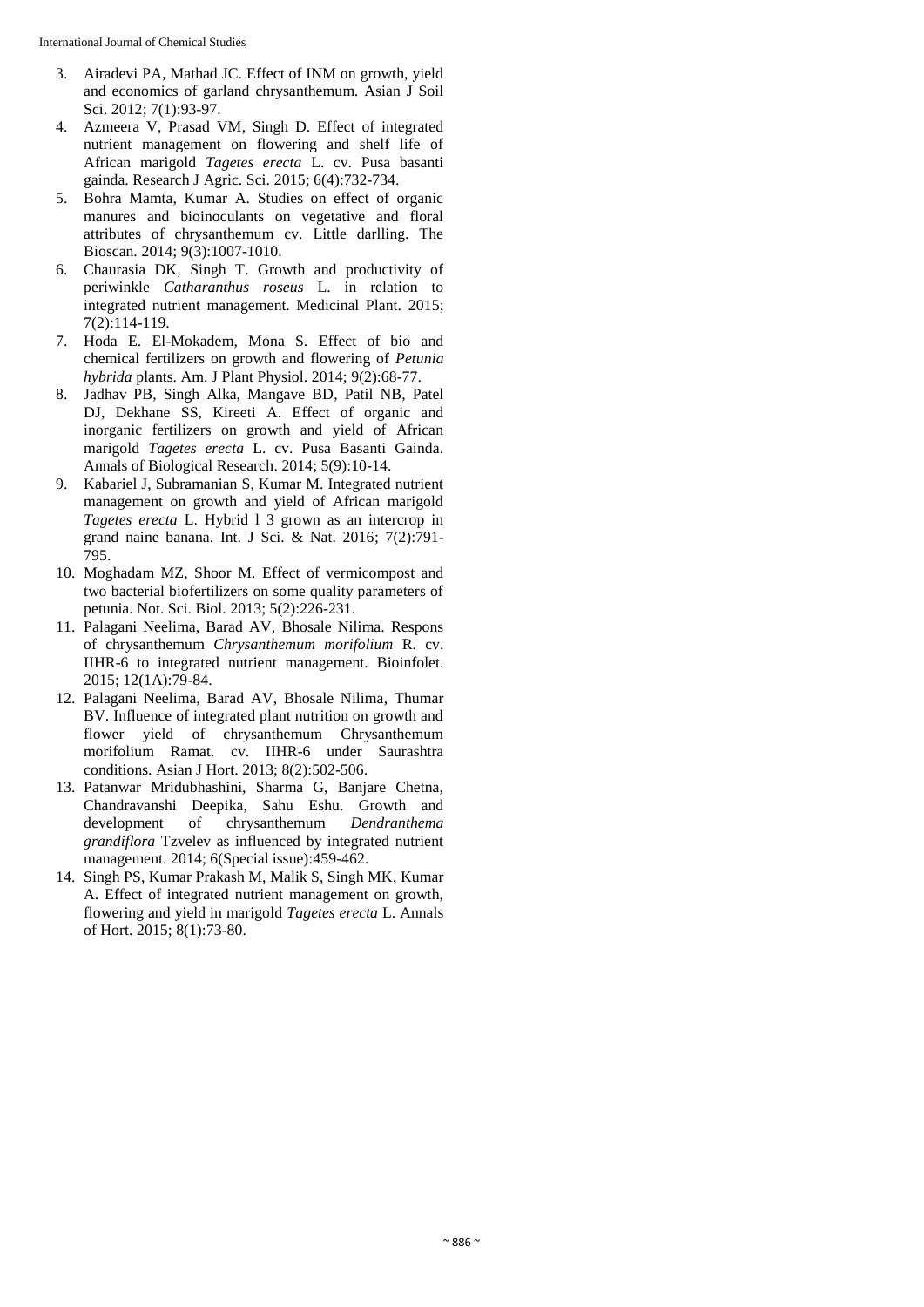3. Airadevi PA, Mathad JC. Effect of INM on growth, yield and economics of garland chrysanthemum. Asian J Soil Sci. 2012; 7(1):93-97.
4. Azmeera V, Prasad VM, Singh D. Effect of integrated nutrient management on flowering and shelf life of African marigold *Tagetes erecta* L. cv. Pusa basanti gainda. Research J Agric. Sci. 2015; 6(4):732-734.
5. Bohra Mamta, Kumar A. Studies on effect of organic manures and bioinoculants on vegetative and floral attributes of chrysanthemum cv. Little darlling. The Bioscan. 2014; 9(3):1007-1010.
6. Chaurasia DK, Singh T. Growth and productivity of periwinkle *Catharanthus roseus* L. in relation to integrated nutrient management. Medicinal Plant. 2015; 7(2):114-119.
7. Hoda E. El-Mokadem, Mona S. Effect of bio and chemical fertilizers on growth and flowering of *Petunia hybrida* plants. Am. J Plant Physiol. 2014; 9(2):68-77.
8. Jadhav PB, Singh Alka, Mangave BD, Patil NB, Patel DJ, Dekhane SS, Kireeti A. Effect of organic and inorganic fertilizers on growth and yield of African marigold *Tagetes erecta* L. cv. Pusa Basanti Gainda. Annals of Biological Research. 2014; 5(9):10-14.
9. Kabariel J, Subramanian S, Kumar M. Integrated nutrient management on growth and yield of African marigold *Tagetes erecta* L. Hybrid l 3 grown as an intercrop in grand naine banana. Int. J Sci. & Nat. 2016; 7(2):791-795.
10. Moghadam MZ, Shoor M. Effect of vermicompost and two bacterial biofertilizers on some quality parameters of petunia. Not. Sci. Biol. 2013; 5(2):226-231.
11. Palagani Neelima, Barad AV, Bhosale Nilima. Respons of chrysanthemum *Chrysanthemum morifolium* R. cv. IIHR-6 to integrated nutrient management. Bioinfolet. 2015; 12(1A):79-84.
12. Palagani Neelima, Barad AV, Bhosale Nilima, Thumar BV. Influence of integrated plant nutrition on growth and flower yield of chrysanthemum Chrysanthemum morifolium Ramat. cv. IIHR-6 under Saurashtra conditions. Asian J Hort. 2013; 8(2):502-506.
13. Patanwar Mridubhashini, Sharma G, Banjare Chetna, Chandravanshi Deepika, Sahu Eshu. Growth and development of chrysanthemum *Dendranthema grandiflora* Tzvelev as influenced by integrated nutrient management. 2014; 6(Special issue):459-462.
14. Singh PS, Kumar Prakash M, Malik S, Singh MK, Kumar A. Effect of integrated nutrient management on growth, flowering and yield in marigold *Tagetes erecta* L. Annals of Hort. 2015; 8(1):73-80.